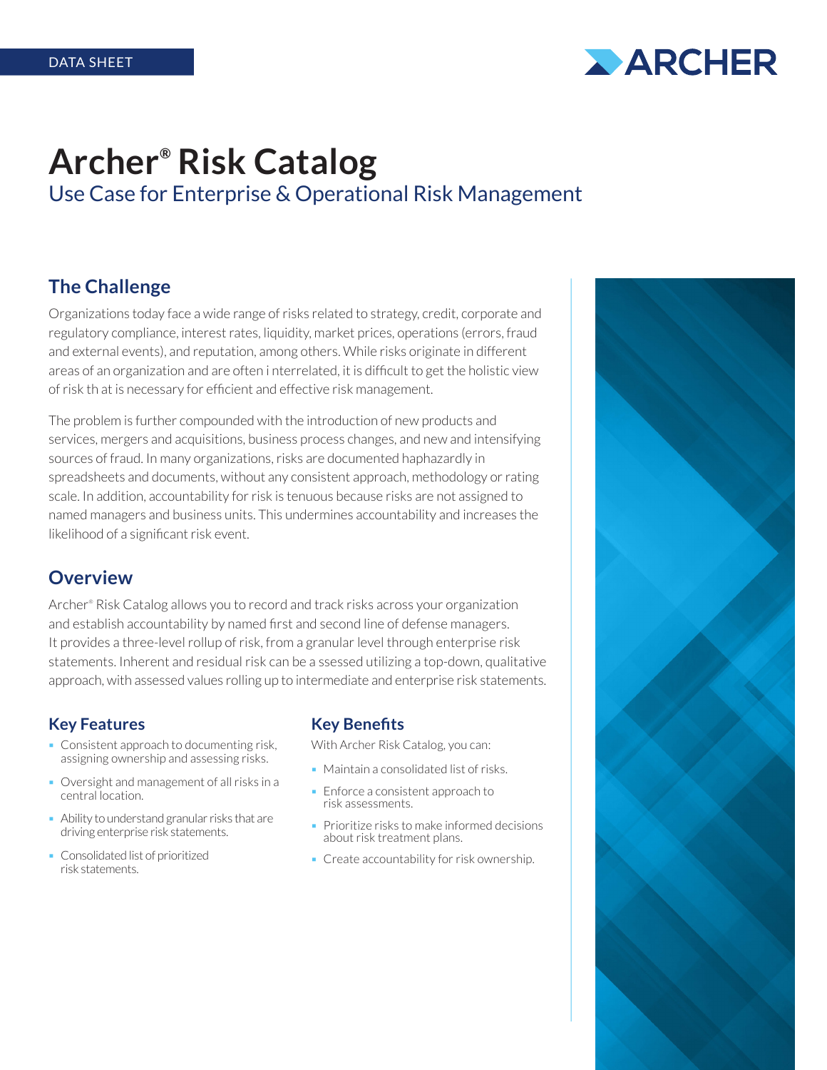DATA SHEET

# Archer® Risk Catalog

## Use Case for Enterprise & Operational Risk Management

## The Challenge

Organizations today face a wide range of risks related to strategy, credit, corporate and regulatory compliance, interest rates, liquidity, market prices, operations (errors, fraud and external events), and reputation, among others. While risks originate in different areas of an organization and are often i nterrelated, it is difficult to get the holistic view of risk th at is necessary for efficient and effective risk management.

The problem is further compounded with the introduction of new products and services, mergers and acquisitions, business process changes, and new and intensifying sources of fraud. In many organizations, risks are documented haphazardly in spreadsheets and documents, without any consistent approach, methodology or rating scale. In addition, accountability for risk is tenuous because risks are not assigned to named managers and business units. This undermines accountability and increases the likelihood of a significant risk event.

## Overview

Archer® Risk Catalog allows you to record and track risks across your organization and establish accountability by named first and second line of defense managers. It provides a three-level rollup of risk, from a granular level through enterprise risk statements. Inherent and residual risk can be a ssessed utilizing a top-down, qualitative approach, with assessed values rolling up to intermediate and enterprise risk statements.

### Key Features

- Consistent approach to documenting risk, assigning ownership and assessing risks.
- Oversight and management of all risks in a central location.
- Ability to understand granular risks that are driving enterprise risk statements.
- Consolidated list of prioritized risk statements.

### Key Benefits

With Archer Risk Catalog, you can:

- Maintain a consolidated list of risks.
- Enforce a consistent approach to risk assessments.
- Prioritize risks to make informed decisions about risk treatment plans.
- Create accountability for risk ownership.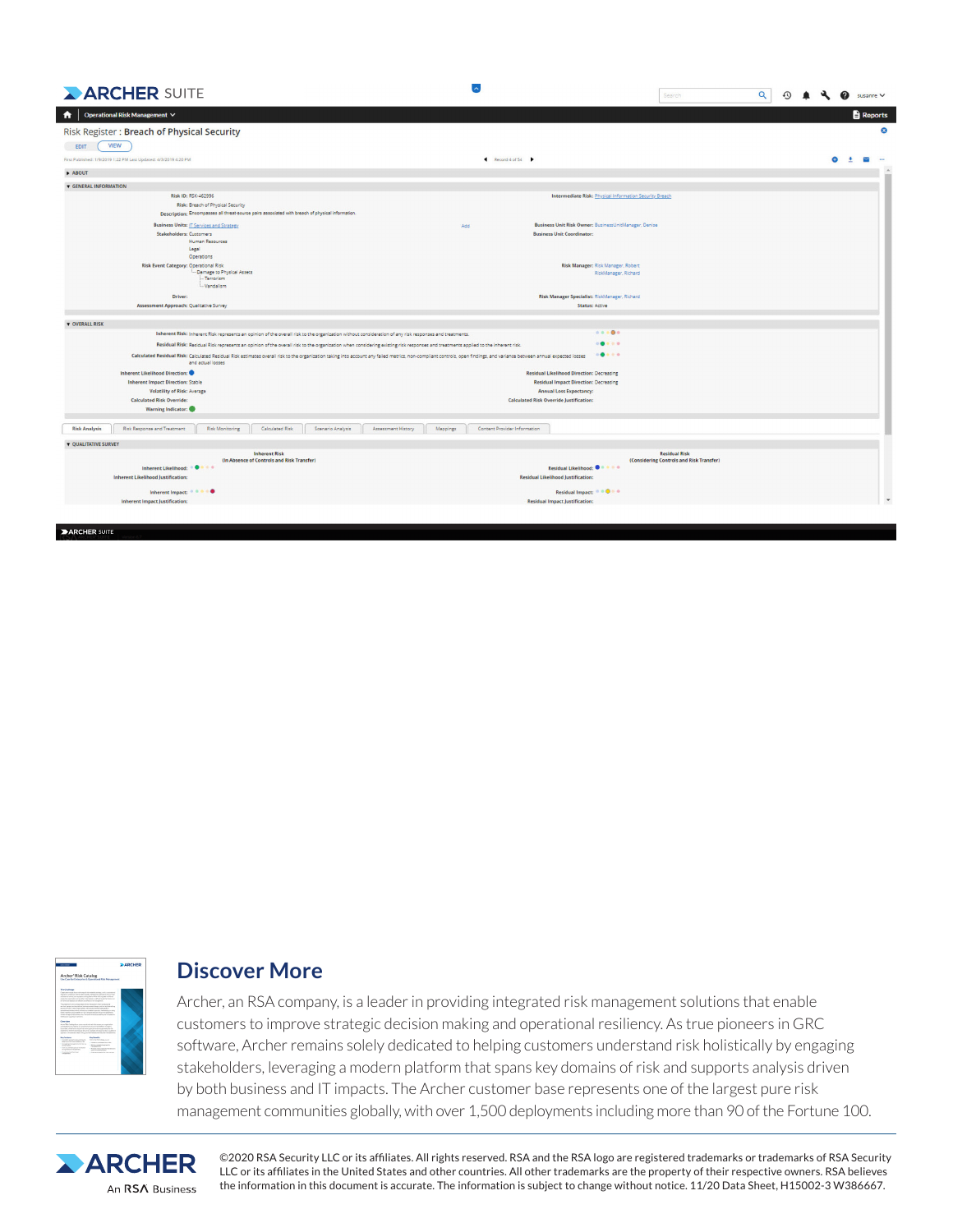## Discover More

Archer, an RSA company, is a leader in providing integrated risk management solutions that enable customers to improve strategic decision making and operational resiliency. As true pioneers in GRC software, Archer remains solely dedicated to helping customers understand risk holistically by engaging stakeholders, leveraging a modern platform that spans key domains of risk and supports analysis driven by both business and IT impacts. The Archer customer base represents one of the largest pure risk management communities globally, with over 1,500 deployments including more than 90 of the Fortune 100.

ARCHER
An RSA Business

©2020 RSA Security LLC or its affiliates. All rights reserved. RSA and the RSA logo are registered trademarks or trademarks of RSA Security LLC or its affiliates in the United States and other countries. All other trademarks are the property of their respective owners. RSA believes the information in this document is accurate. The information is subject to change without notice. 11/20 Data Sheet, H15002-3 W386667.